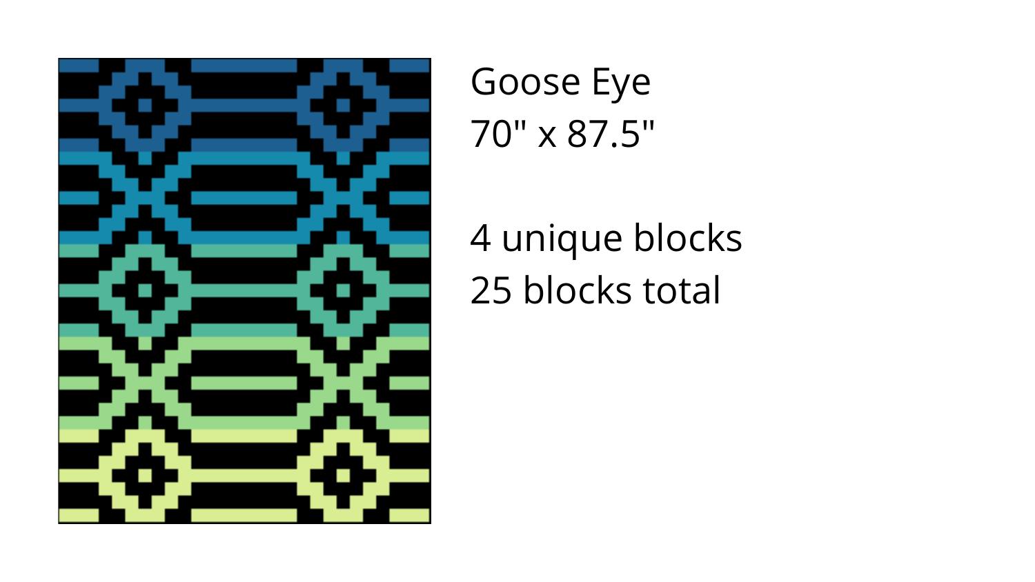Goose Eye
70" x 87.5"

4 unique blocks
25 blocks total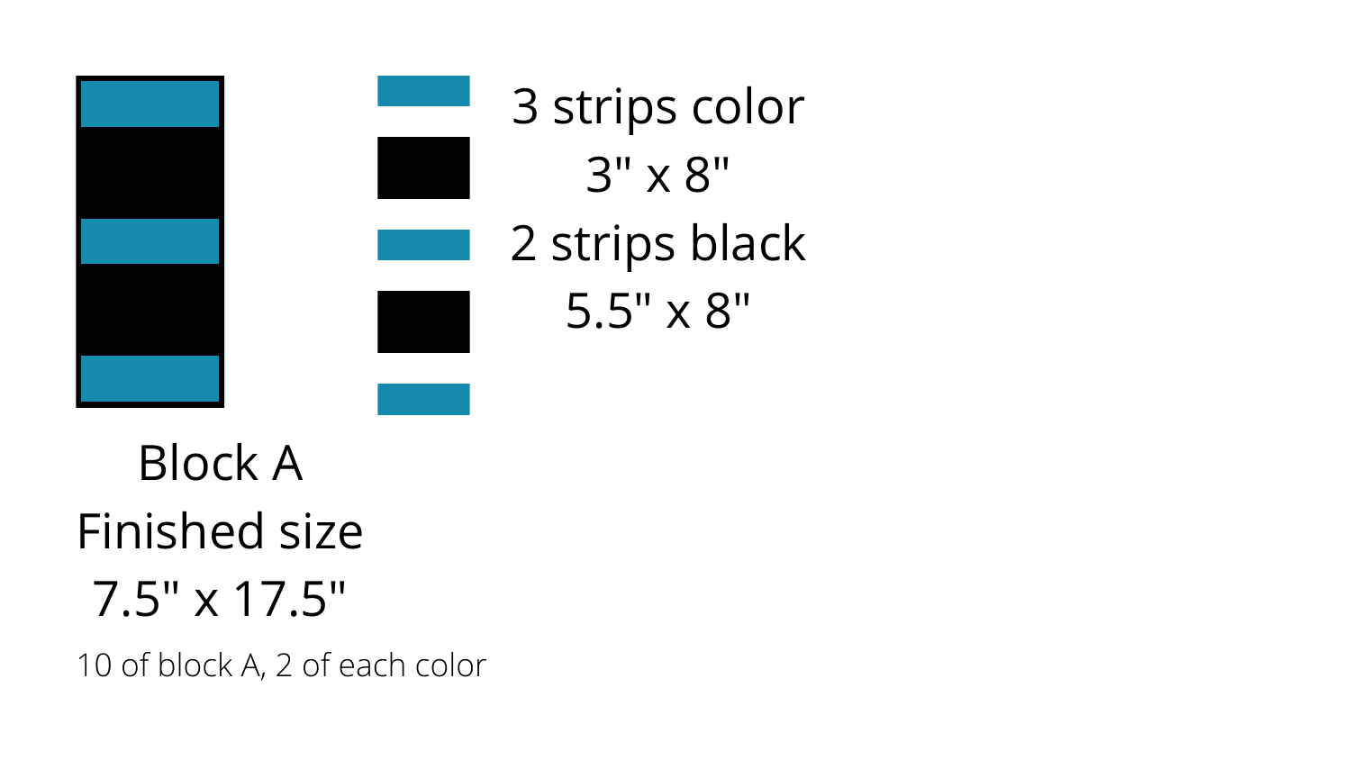3 strips color

3" x 8"

2 strips black

5.5" x 8"

Block A

Finished size

7.5" x 17.5"

10 of block A, 2 of each color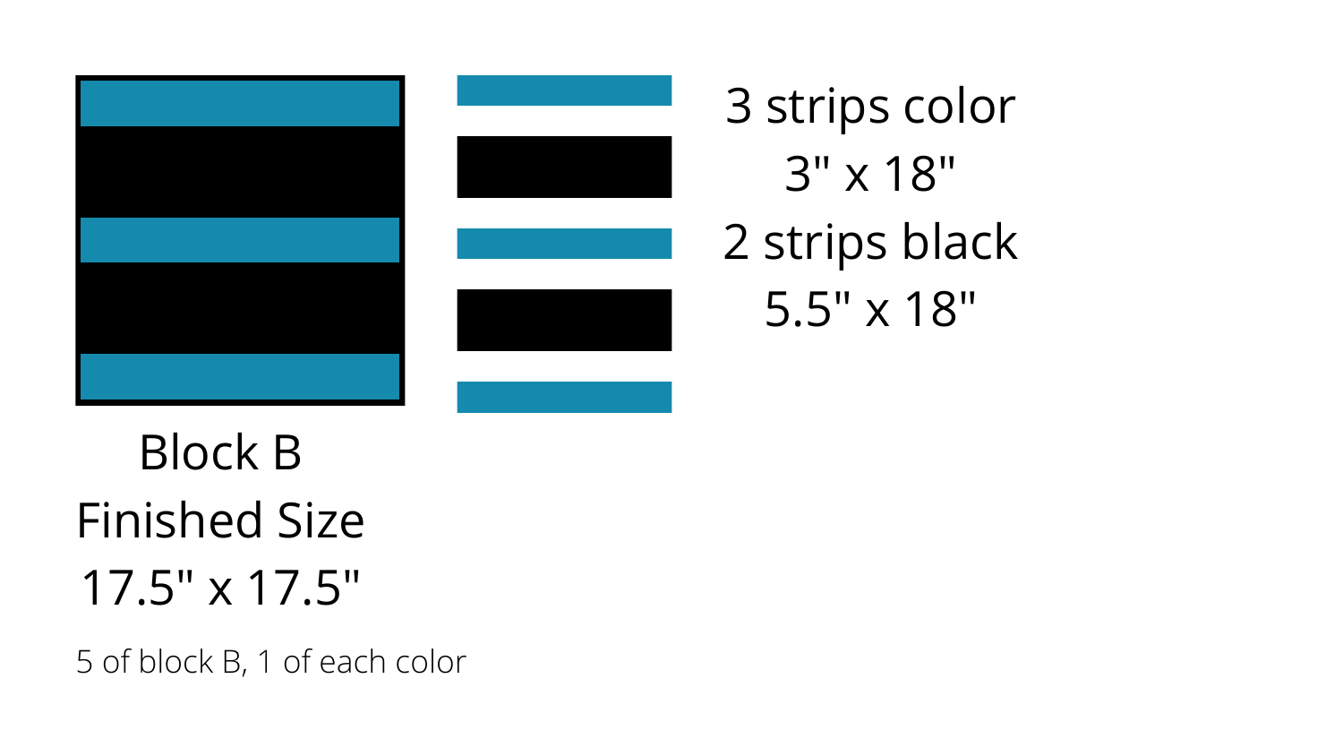3 strips color

3" x 18"

2 strips black

5.5" x 18"

Block B

Finished Size

17.5" x 17.5"

5 of block B, 1 of each color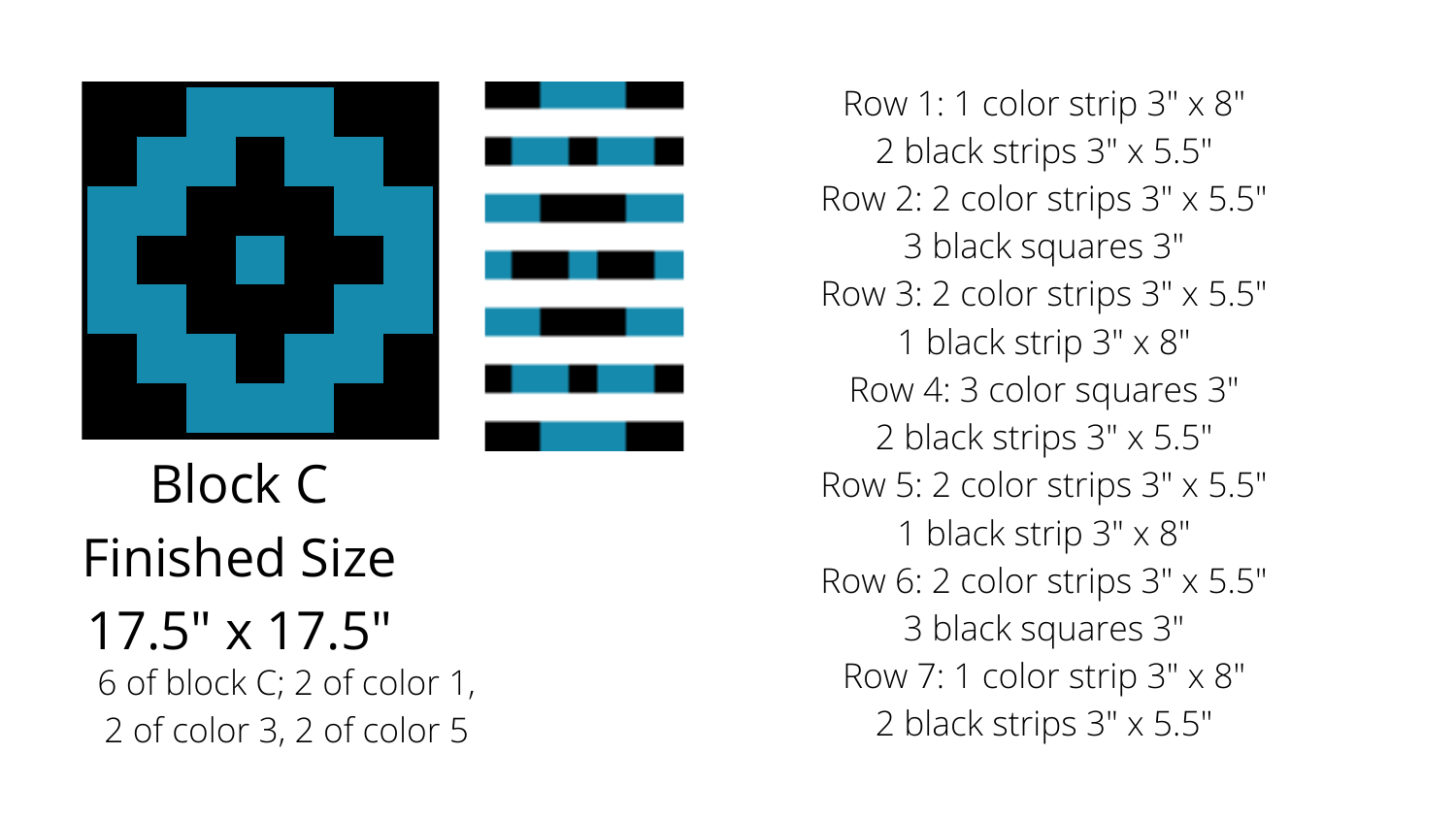# Block C

## Finished Size

## 17.5" x 17.5"

6 of block C; 2 of color 1, 2 of color 3, 2 of color 5

Row 1: 1 color strip 3" x 8"
2 black strips 3" x 5.5"
Row 2: 2 color strips 3" x 5.5"
3 black squares 3"
Row 3: 2 color strips 3" x 5.5"
1 black strip 3" x 8"
Row 4: 3 color squares 3"
2 black strips 3" x 5.5"
Row 5: 2 color strips 3" x 5.5"
1 black strip 3" x 8"
Row 6: 2 color strips 3" x 5.5"
3 black squares 3"
Row 7: 1 color strip 3" x 8"
2 black strips 3" x 5.5"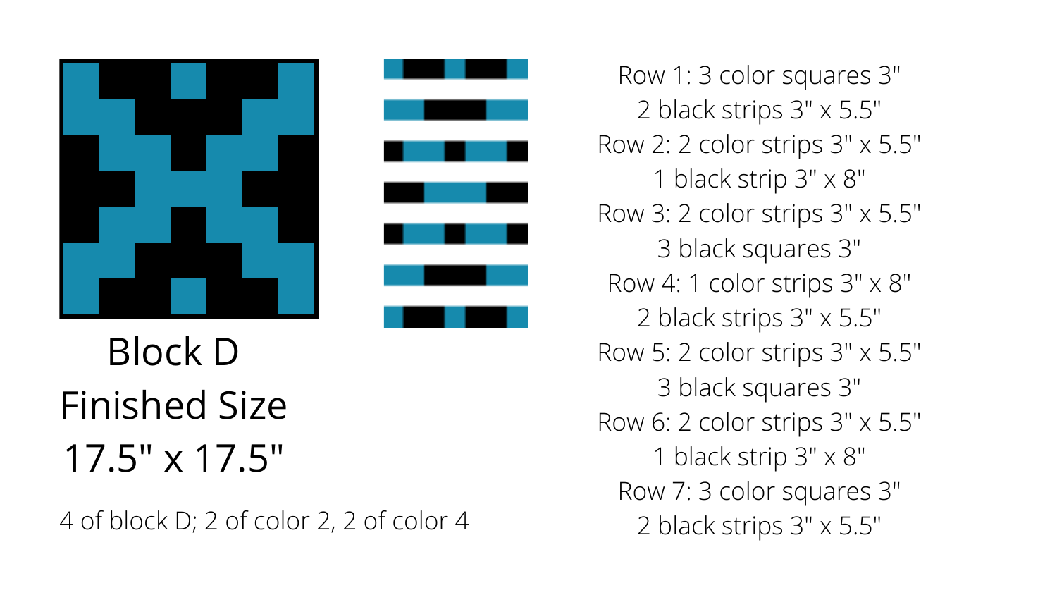# Block D

## Finished Size 17.5" x 17.5"

4 of block D; 2 of color 2, 2 of color 4

Row 1: 3 color squares 3"
2 black strips 3" x 5.5"

Row 2: 2 color strips 3" x 5.5"
1 black strip 3" x 8"

Row 3: 2 color strips 3" x 5.5"
3 black squares 3"

Row 4: 1 color strips 3" x 8"
2 black strips 3" x 5.5"

Row 5: 2 color strips 3" x 5.5"
3 black squares 3"

Row 6: 2 color strips 3" x 5.5"
1 black strip 3" x 8"

Row 7: 3 color squares 3"
2 black strips 3" x 5.5"